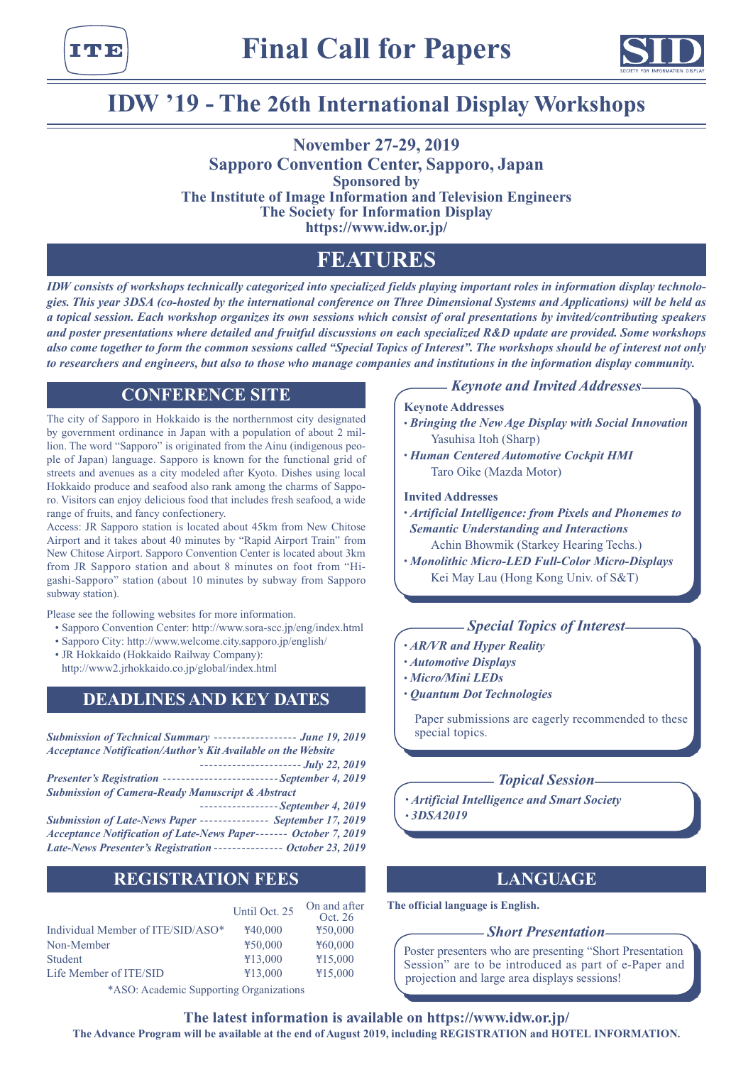# Final Call for Papers

## IDW '19 - The 26th International Display Workshops

**November 27-29, 2019**
**Sapporo Convention Center, Sapporo, Japan**
**Sponsored by**
**The Institute of Image Information and Television Engineers**
**The Society for Information Display**
**https://www.idw.or.jp/**

## FEATURES

***IDW consists of workshops technically categorized into specialized fields playing important roles in information display technologies. This year 3DSA (co-hosted by the international conference on Three Dimensional Systems and Applications) will be held as a topical session. Each workshop organizes its own sessions which consist of oral presentations by invited/contributing speakers and poster presentations where detailed and fruitful discussions on each specialized R&D update are provided. Some workshops also come together to form the common sessions called "Special Topics of Interest". The workshops should be of interest not only to researchers and engineers, but also to those who manage companies and institutions in the information display community.***

## CONFERENCE SITE

The city of Sapporo in Hokkaido is the northernmost city designated by government ordinance in Japan with a population of about 2 million. The word "Sapporo" is originated from the Ainu (indigenous people of Japan) language. Sapporo is known for the functional grid of streets and avenues as a city modeled after Kyoto. Dishes using local Hokkaido produce and seafood also rank among the charms of Sapporo. Visitors can enjoy delicious food that includes fresh seafood, a wide range of fruits, and fancy confectionery.

Access: JR Sapporo station is located about 45km from New Chitose Airport and it takes about 40 minutes by "Rapid Airport Train" from New Chitose Airport. Sapporo Convention Center is located about 3km from JR Sapporo station and about 8 minutes on foot from "Higashi-Sapporo" station (about 10 minutes by subway from Sapporo subway station).

Please see the following websites for more information.

- Sapporo Convention Center: http://www.sora-scc.jp/eng/index.html
- Sapporo City: http://www.welcome.city.sapporo.jp/english/
- JR Hokkaido (Hokkaido Railway Company): http://www2.jrhokkaido.co.jp/global/index.html

## DEADLINES AND KEY DATES

*Submission of Technical Summary* ------------------ *June 19, 2019*
*Acceptance Notification/Author's Kit Available on the Website* --------------------- *July 22, 2019*
*Presenter's Registration* ------------------------ *September 4, 2019*
*Submission of Camera-Ready Manuscript & Abstract* ---------------- *September 4, 2019*
*Submission of Late-News Paper* -------------- *September 17, 2019*
*Acceptance Notification of Late-News Paper* ------- *October 7, 2019*
*Late-News Presenter's Registration* -------------- *October 23, 2019*

## REGISTRATION FEES

| | Until Oct. 25 | On and after Oct. 26 |
|---|---|---|
| Individual Member of ITE/SID/ASO* | ¥40,000 | ¥50,000 |
| Non-Member | ¥50,000 | ¥60,000 |
| Student | ¥13,000 | ¥15,000 |
| Life Member of ITE/SID | ¥13,000 | ¥15,000 |

*ASO: Academic Supporting Organizations

### *Keynote and Invited Addresses*

**Keynote Addresses**

- ***Bringing the New Age Display with Social Innovation***
  Yasuhisa Itoh (Sharp)
- ***Human Centered Automotive Cockpit HMI***
  Taro Oike (Mazda Motor)

**Invited Addresses**

- ***Artificial Intelligence: from Pixels and Phonemes to Semantic Understanding and Interactions***
  Achin Bhowmik (Starkey Hearing Techs.)
- ***Monolithic Micro-LED Full-Color Micro-Displays***
  Kei May Lau (Hong Kong Univ. of S&T)

### *Special Topics of Interest*

- ***AR/VR and Hyper Reality***
- ***Automotive Displays***
- ***Micro/Mini LEDs***
- ***Quantum Dot Technologies***

Paper submissions are eagerly recommended to these special topics.

### *Topical Session*

- ***Artificial Intelligence and Smart Society***
- ***3DSA2019***

## LANGUAGE

**The official language is English.**

### *Short Presentation*

Poster presenters who are presenting "Short Presentation Session" are to be introduced as part of e-Paper and projection and large area displays sessions!

**The latest information is available on https://www.idw.or.jp/**

**The Advance Program will be available at the end of August 2019, including REGISTRATION and HOTEL INFORMATION.**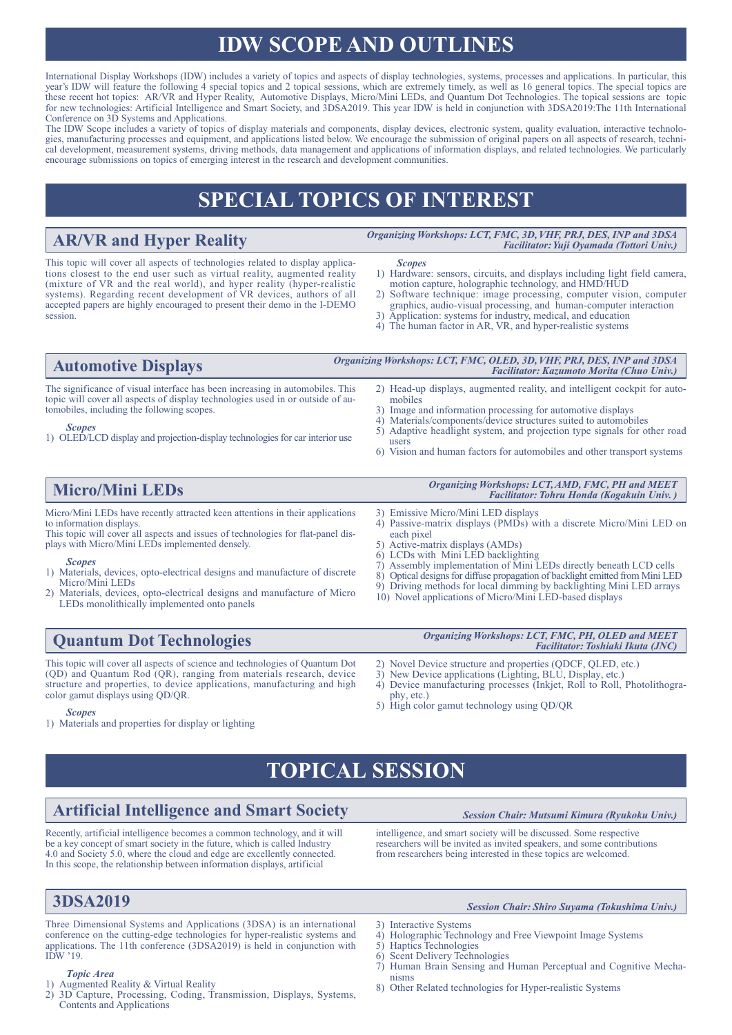# IDW SCOPE AND OUTLINES

International Display Workshops (IDW) includes a variety of topics and aspects of display technologies, systems, processes and applications. In particular, this year's IDW will feature the following 4 special topics and 2 topical sessions, which are extremely timely, as well as 16 general topics. The special topics are these recent hot topics: AR/VR and Hyper Reality, Automotive Displays, Micro/Mini LEDs, and Quantum Dot Technologies. The topical sessions are topic for new technologies: Artificial Intelligence and Smart Society, and 3DSA2019. This year IDW is held in conjunction with 3DSA2019:The 11th International Conference on 3D Systems and Applications.

The IDW Scope includes a variety of topics of display materials and components, display devices, electronic system, quality evaluation, interactive technologies, manufacturing processes and equipment, and applications listed below. We encourage the submission of original papers on all aspects of research, technical development, measurement systems, driving methods, data management and applications of information displays, and related technologies. We particularly encourage submissions on topics of emerging interest in the research and development communities.

# SPECIAL TOPICS OF INTEREST

## AR/VR and Hyper Reality

*Organizing Workshops: LCT, FMC, 3D, VHF, PRJ, DES, INP and 3DSA*
*Facilitator: Yuji Oyamada (Tottori Univ.)*

This topic will cover all aspects of technologies related to display applications closest to the end user such as virtual reality, augmented reality (mixture of VR and the real world), and hyper reality (hyper-realistic systems). Regarding recent development of VR devices, authors of all accepted papers are highly encouraged to present their demo in the I-DEMO session.

*Scopes*

1) Hardware: sensors, circuits, and displays including light field camera, motion capture, holographic technology, and HMD/HUD
2) Software technique: image processing, computer vision, computer graphics, audio-visual processing, and human-computer interaction
3) Application: systems for industry, medical, and education
4) The human factor in AR, VR, and hyper-realistic systems

## Automotive Displays

*Organizing Workshops: LCT, FMC, OLED, 3D, VHF, PRJ, DES, INP and 3DSA*
*Facilitator: Kazumoto Morita (Chuo Univ.)*

The significance of visual interface has been increasing in automobiles. This topic will cover all aspects of display technologies used in or outside of automobiles, including the following scopes.

*Scopes*

1) OLED/LCD display and projection-display technologies for car interior use
2) Head-up displays, augmented reality, and intelligent cockpit for automobiles
3) Image and information processing for automotive displays
4) Materials/components/device structures suited to automobiles
5) Adaptive headlight system, and projection type signals for other road users
6) Vision and human factors for automobiles and other transport systems

## Micro/Mini LEDs

*Organizing Workshops: LCT, AMD, FMC, PH and MEET*
*Facilitator: Tohru Honda (Kogakuin Univ. )*

Micro/Mini LEDs have recently attracted keen attentions in their applications to information displays.
This topic will cover all aspects and issues of technologies for flat-panel displays with Micro/Mini LEDs implemented densely.

*Scopes*

1) Materials, devices, opto-electrical designs and manufacture of discrete Micro/Mini LEDs
2) Materials, devices, opto-electrical designs and manufacture of Micro LEDs monolithically implemented onto panels
3) Emissive Micro/Mini LED displays
4) Passive-matrix displays (PMDs) with a discrete Micro/Mini LED on each pixel
5) Active-matrix displays (AMDs)
6) LCDs with Mini LED backlighting
7) Assembly implementation of Mini LEDs directly beneath LCD cells
8) Optical designs for diffuse propagation of backlight emitted from Mini LED
9) Driving methods for local dimming by backlighting Mini LED arrays
10) Novel applications of Micro/Mini LED-based displays

## Quantum Dot Technologies

*Organizing Workshops: LCT, FMC, PH, OLED and MEET*
*Facilitator: Toshiaki Ikuta (JNC)*

This topic will cover all aspects of science and technologies of Quantum Dot (QD) and Quantum Rod (QR), ranging from materials research, device structure and properties, to device applications, manufacturing and high color gamut displays using QD/QR.

*Scopes*

1) Materials and properties for display or lighting
2) Novel Device structure and properties (QDCF, QLED, etc.)
3) New Device applications (Lighting, BLU, Display, etc.)
4) Device manufacturing processes (Inkjet, Roll to Roll, Photolithography, etc.)
5) High color gamut technology using QD/QR

# TOPICAL SESSION

## Artificial Intelligence and Smart Society

*Session Chair: Mutsumi Kimura (Ryukoku Univ.)*

Recently, artificial intelligence becomes a common technology, and it will be a key concept of smart society in the future, which is called Industry 4.0 and Society 5.0, where the cloud and edge are excellently connected. In this scope, the relationship between information displays, artificial intelligence, and smart society will be discussed. Some respective researchers will be invited as invited speakers, and some contributions from researchers being interested in these topics are welcomed.

## 3DSA2019

*Session Chair: Shiro Suyama (Tokushima Univ.)*

Three Dimensional Systems and Applications (3DSA) is an international conference on the cutting-edge technologies for hyper-realistic systems and applications. The 11th conference (3DSA2019) is held in conjunction with IDW '19.

*Topic Area*

1) Augmented Reality & Virtual Reality
2) 3D Capture, Processing, Coding, Transmission, Displays, Systems, Contents and Applications
3) Interactive Systems
4) Holographic Technology and Free Viewpoint Image Systems
5) Haptics Technologies
6) Scent Delivery Technologies
7) Human Brain Sensing and Human Perceptual and Cognitive Mechanisms
8) Other Related technologies for Hyper-realistic Systems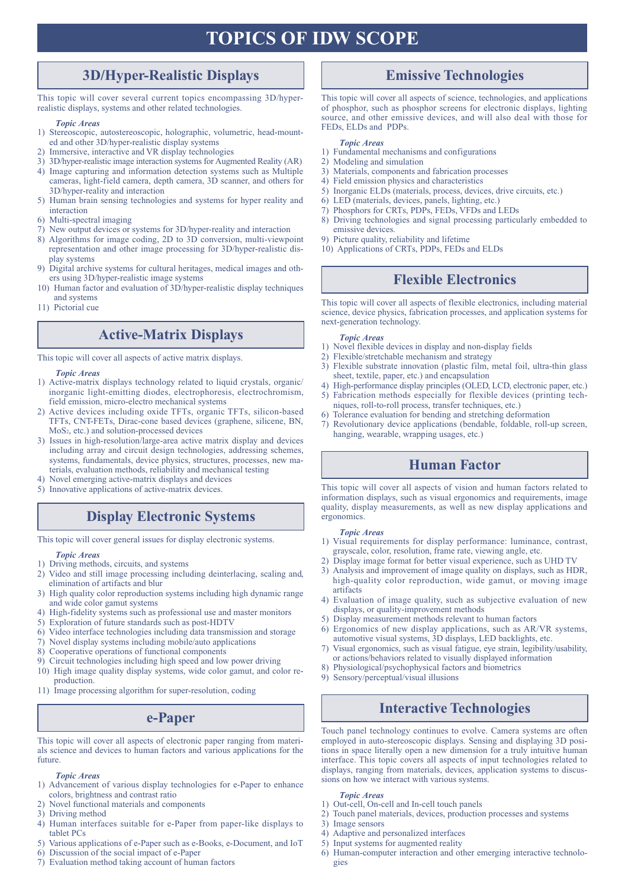# TOPICS OF IDW SCOPE

## 3D/Hyper-Realistic Displays

This topic will cover several current topics encompassing 3D/hyper-realistic displays, systems and other related technologies.

***Topic Areas***

1) Stereoscopic, autostereoscopic, holographic, volumetric, head-mounted and other 3D/hyper-realistic display systems
2) Immersive, interactive and VR display technologies
3) 3D/hyper-realistic image interaction systems for Augmented Reality (AR)
4) Image capturing and information detection systems such as Multiple cameras, light-field camera, depth camera, 3D scanner, and others for 3D/hyper-reality and interaction
5) Human brain sensing technologies and systems for hyper reality and interaction
6) Multi-spectral imaging
7) New output devices or systems for 3D/hyper-reality and interaction
8) Algorithms for image coding, 2D to 3D conversion, multi-viewpoint representation and other image processing for 3D/hyper-realistic display systems
9) Digital archive systems for cultural heritages, medical images and others using 3D/hyper-realistic image systems
10) Human factor and evaluation of 3D/hyper-realistic display techniques and systems
11) Pictorial cue

## Active-Matrix Displays

This topic will cover all aspects of active matrix displays.

***Topic Areas***

1) Active-matrix displays technology related to liquid crystals, organic/inorganic light-emitting diodes, electrophoresis, electrochromism, field emission, micro-electro mechanical systems
2) Active devices including oxide TFTs, organic TFTs, silicon-based TFTs, CNT-FETs, Dirac-cone based devices (graphene, silicene, BN, $MoS_2$, etc.) and solution-processed devices
3) Issues in high-resolution/large-area active matrix display and devices including array and circuit design technologies, addressing schemes, systems, fundamentals, device physics, structures, processes, new materials, evaluation methods, reliability and mechanical testing
4) Novel emerging active-matrix displays and devices
5) Innovative applications of active-matrix devices.

## Display Electronic Systems

This topic will cover general issues for display electronic systems.

***Topic Areas***

1) Driving methods, circuits, and systems
2) Video and still image processing including deinterlacing, scaling and, elimination of artifacts and blur
3) High quality color reproduction systems including high dynamic range and wide color gamut systems
4) High-fidelity systems such as professional use and master monitors
5) Exploration of future standards such as post-HDTV
6) Video interface technologies including data transmission and storage
7) Novel display systems including mobile/auto applications
8) Cooperative operations of functional components
9) Circuit technologies including high speed and low power driving
10) High image quality display systems, wide color gamut, and color reproduction.
11) Image processing algorithm for super-resolution, coding

## e-Paper

This topic will cover all aspects of electronic paper ranging from materials science and devices to human factors and various applications for the future.

***Topic Areas***

1) Advancement of various display technologies for e-Paper to enhance colors, brightness and contrast ratio
2) Novel functional materials and components
3) Driving method
4) Human interfaces suitable for e-Paper from paper-like displays to tablet PCs
5) Various applications of e-Paper such as e-Books, e-Document, and IoT
6) Discussion of the social impact of e-Paper
7) Evaluation method taking account of human factors

## Emissive Technologies

This topic will cover all aspects of science, technologies, and applications of phosphor, such as phosphor screens for electronic displays, lighting source, and other emissive devices, and will also deal with those for FEDs, ELDs and PDPs.

***Topic Areas***

1) Fundamental mechanisms and configurations
2) Modeling and simulation
3) Materials, components and fabrication processes
4) Field emission physics and characteristics
5) Inorganic ELDs (materials, process, devices, drive circuits, etc.)
6) LED (materials, devices, panels, lighting, etc.)
7) Phosphors for CRTs, PDPs, FEDs, VFDs and LEDs
8) Driving technologies and signal processing particularly embedded to emissive devices.
9) Picture quality, reliability and lifetime
10) Applications of CRTs, PDPs, FEDs and ELDs

## Flexible Electronics

This topic will cover all aspects of flexible electronics, including material science, device physics, fabrication processes, and application systems for next-generation technology.

***Topic Areas***

1) Novel flexible devices in display and non-display fields
2) Flexible/stretchable mechanism and strategy
3) Flexible substrate innovation (plastic film, metal foil, ultra-thin glass sheet, textile, paper, etc.) and encapsulation
4) High-performance display principles (OLED, LCD, electronic paper, etc.)
5) Fabrication methods especially for flexible devices (printing techniques, roll-to-roll process, transfer techniques, etc.)
6) Tolerance evaluation for bending and stretching deformation
7) Revolutionary device applications (bendable, foldable, roll-up screen, hanging, wearable, wrapping usages, etc.)

## Human Factor

This topic will cover all aspects of vision and human factors related to information displays, such as visual ergonomics and requirements, image quality, display measurements, as well as new display applications and ergonomics.

***Topic Areas***

1) Visual requirements for display performance: luminance, contrast, grayscale, color, resolution, frame rate, viewing angle, etc.
2) Display image format for better visual experience, such as UHD TV
3) Analysis and improvement of image quality on displays, such as HDR, high-quality color reproduction, wide gamut, or moving image artifacts
4) Evaluation of image quality, such as subjective evaluation of new displays, or quality-improvement methods
5) Display measurement methods relevant to human factors
6) Ergonomics of new display applications, such as AR/VR systems, automotive visual systems, 3D displays, LED backlights, etc.
7) Visual ergonomics, such as visual fatigue, eye strain, legibility/usability, or actions/behaviors related to visually displayed information
8) Physiological/psychophysical factors and biometrics
9) Sensory/perceptual/visual illusions

## Interactive Technologies

Touch panel technology continues to evolve. Camera systems are often employed in auto-stereoscopic displays. Sensing and displaying 3D positions in space literally open a new dimension for a truly intuitive human interface. This topic covers all aspects of input technologies related to displays, ranging from materials, devices, application systems to discussions on how we interact with various systems.

***Topic Areas***

1) Out-cell, On-cell and In-cell touch panels
2) Touch panel materials, devices, production processes and systems
3) Image sensors
4) Adaptive and personalized interfaces
5) Input systems for augmented reality
6) Human-computer interaction and other emerging interactive technologies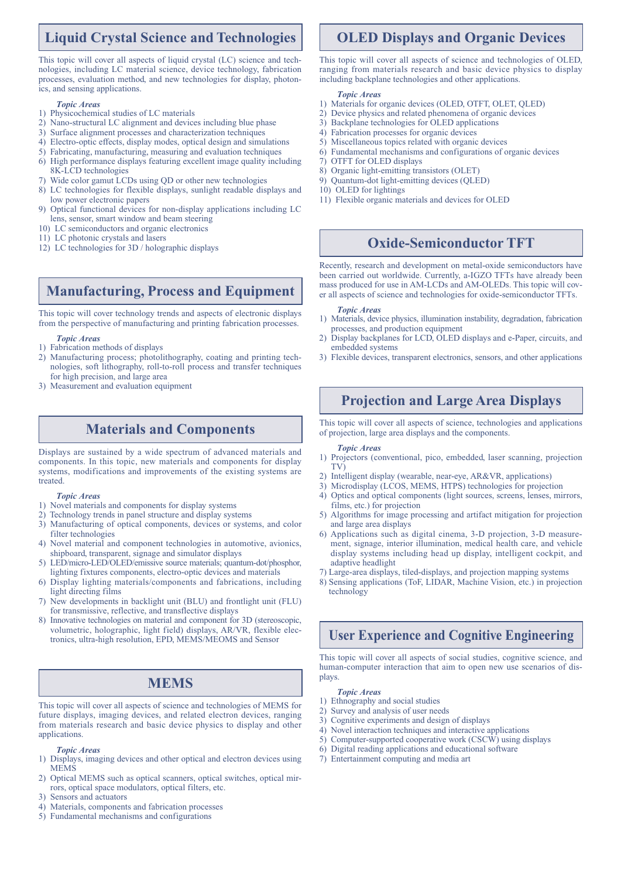## Liquid Crystal Science and Technologies

This topic will cover all aspects of liquid crystal (LC) science and technologies, including LC material science, device technology, fabrication processes, evaluation method, and new technologies for display, photonics, and sensing applications.

*Topic Areas*

1) Physicochemical studies of LC materials
2) Nano-structural LC alignment and devices including blue phase
3) Surface alignment processes and characterization techniques
4) Electro-optic effects, display modes, optical design and simulations
5) Fabricating, manufacturing, measuring and evaluation techniques
6) High performance displays featuring excellent image quality including 8K-LCD technologies
7) Wide color gamut LCDs using QD or other new technologies
8) LC technologies for flexible displays, sunlight readable displays and low power electronic papers
9) Optical functional devices for non-display applications including LC lens, sensor, smart window and beam steering
10) LC semiconductors and organic electronics
11) LC photonic crystals and lasers
12) LC technologies for 3D / holographic displays

## Manufacturing, Process and Equipment

This topic will cover technology trends and aspects of electronic displays from the perspective of manufacturing and printing fabrication processes.

*Topic Areas*

1) Fabrication methods of displays
2) Manufacturing process; photolithography, coating and printing technologies, soft lithography, roll-to-roll process and transfer techniques for high precision, and large area
3) Measurement and evaluation equipment

## Materials and Components

Displays are sustained by a wide spectrum of advanced materials and components. In this topic, new materials and components for display systems, modifications and improvements of the existing systems are treated.

*Topic Areas*

1) Novel materials and components for display systems
2) Technology trends in panel structure and display systems
3) Manufacturing of optical components, devices or systems, and color filter technologies
4) Novel material and component technologies in automotive, avionics, shipboard, transparent, signage and simulator displays
5) LED/micro-LED/OLED/emissive source materials; quantum-dot/phosphor, lighting fixtures components, electro-optic devices and materials
6) Display lighting materials/components and fabrications, including light directing films
7) New developments in backlight unit (BLU) and frontlight unit (FLU) for transmissive, reflective, and transflective displays
8) Innovative technologies on material and component for 3D (stereoscopic, volumetric, holographic, light field) displays, AR/VR, flexible electronics, ultra-high resolution, EPD, MEMS/MEOMS and Sensor

## MEMS

This topic will cover all aspects of science and technologies of MEMS for future displays, imaging devices, and related electron devices, ranging from materials research and basic device physics to display and other applications.

*Topic Areas*

1) Displays, imaging devices and other optical and electron devices using MEMS
2) Optical MEMS such as optical scanners, optical switches, optical mirrors, optical space modulators, optical filters, etc.
3) Sensors and actuators
4) Materials, components and fabrication processes
5) Fundamental mechanisms and configurations

## OLED Displays and Organic Devices

This topic will cover all aspects of science and technologies of OLED, ranging from materials research and basic device physics to display including backplane technologies and other applications.

*Topic Areas*

1) Materials for organic devices (OLED, OTFT, OLET, QLED)
2) Device physics and related phenomena of organic devices
3) Backplane technologies for OLED applications
4) Fabrication processes for organic devices
5) Miscellaneous topics related with organic devices
6) Fundamental mechanisms and configurations of organic devices
7) OTFT for OLED displays
8) Organic light-emitting transistors (OLET)
9) Quantum-dot light-emitting devices (QLED)
10) OLED for lightings
11) Flexible organic materials and devices for OLED

## Oxide-Semiconductor TFT

Recently, research and development on metal-oxide semiconductors have been carried out worldwide. Currently, a-IGZO TFTs have already been mass produced for use in AM-LCDs and AM-OLEDs. This topic will cover all aspects of science and technologies for oxide-semiconductor TFTs.

*Topic Areas*

1) Materials, device physics, illumination instability, degradation, fabrication processes, and production equipment
2) Display backplanes for LCD, OLED displays and e-Paper, circuits, and embedded systems
3) Flexible devices, transparent electronics, sensors, and other applications

## Projection and Large Area Displays

This topic will cover all aspects of science, technologies and applications of projection, large area displays and the components.

*Topic Areas*

1) Projectors (conventional, pico, embedded, laser scanning, projection TV)
2) Intelligent display (wearable, near-eye, AR&VR, applications)
3) Microdisplay (LCOS, MEMS, HTPS) technologies for projection
4) Optics and optical components (light sources, screens, lenses, mirrors, films, etc.) for projection
5) Algorithms for image processing and artifact mitigation for projection and large area displays
6) Applications such as digital cinema, 3-D projection, 3-D measurement, signage, interior illumination, medical health care, and vehicle display systems including head up display, intelligent cockpit, and adaptive headlight
7) Large-area displays, tiled-displays, and projection mapping systems
8) Sensing applications (ToF, LIDAR, Machine Vision, etc.) in projection technology

## User Experience and Cognitive Engineering

This topic will cover all aspects of social studies, cognitive science, and human-computer interaction that aim to open new use scenarios of displays.

*Topic Areas*

1) Ethnography and social studies
2) Survey and analysis of user needs
3) Cognitive experiments and design of displays
4) Novel interaction techniques and interactive applications
5) Computer-supported cooperative work (CSCW) using displays
6) Digital reading applications and educational software
7) Entertainment computing and media art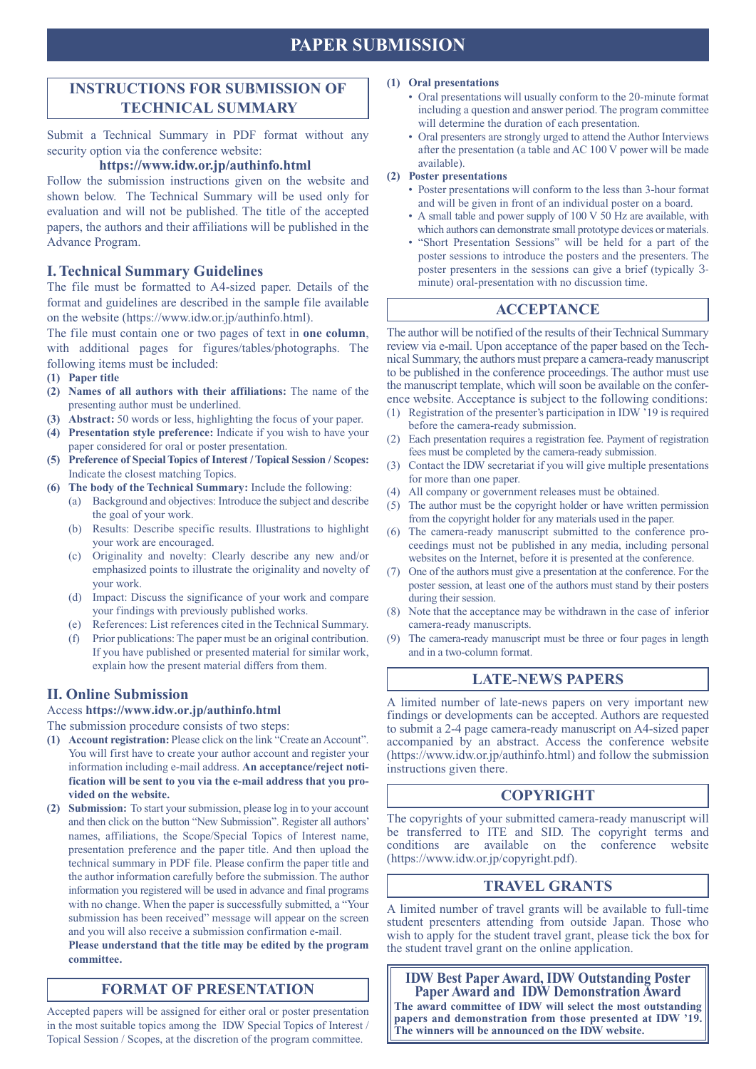# PAPER SUBMISSION

## INSTRUCTIONS FOR SUBMISSION OF TECHNICAL SUMMARY

Submit a Technical Summary in PDF format without any security option via the conference website:

**https://www.idw.or.jp/authinfo.html**

Follow the submission instructions given on the website and shown below. The Technical Summary will be used only for evaluation and will not be published. The title of the accepted papers, the authors and their affiliations will be published in the Advance Program.

### I. Technical Summary Guidelines

The file must be formatted to A4-sized paper. Details of the format and guidelines are described in the sample file available on the website (https://www.idw.or.jp/authinfo.html).

The file must contain one or two pages of text in **one column**, with additional pages for figures/tables/photographs. The following items must be included:

**(1) Paper title**

**(2) Names of all authors with their affiliations:** The name of the presenting author must be underlined.

**(3) Abstract:** 50 words or less, highlighting the focus of your paper.

**(4) Presentation style preference:** Indicate if you wish to have your paper considered for oral or poster presentation.

**(5) Preference of Special Topics of Interest / Topical Session / Scopes:** Indicate the closest matching Topics.

**(6) The body of the Technical Summary:** Include the following:

- (a) Background and objectives: Introduce the subject and describe the goal of your work.
- (b) Results: Describe specific results. Illustrations to highlight your work are encouraged.
- (c) Originality and novelty: Clearly describe any new and/or emphasized points to illustrate the originality and novelty of your work.
- (d) Impact: Discuss the significance of your work and compare your findings with previously published works.
- (e) References: List references cited in the Technical Summary.
- (f) Prior publications: The paper must be an original contribution. If you have published or presented material for similar work, explain how the present material differs from them.

### II. Online Submission

Access **https://www.idw.or.jp/authinfo.html**

The submission procedure consists of two steps:

**(1) Account registration:** Please click on the link "Create an Account". You will first have to create your author account and register your information including e-mail address. **An acceptance/reject notification will be sent to you via the e-mail address that you provided on the website.**

**(2) Submission:** To start your submission, please log in to your account and then click on the button "New Submission". Register all authors' names, affiliations, the Scope/Special Topics of Interest name, presentation preference and the paper title. And then upload the technical summary in PDF file. Please confirm the paper title and the author information carefully before the submission. The author information you registered will be used in advance and final programs with no change. When the paper is successfully submitted, a "Your submission has been received" message will appear on the screen and you will also receive a submission confirmation e-mail. **Please understand that the title may be edited by the program committee.**

## FORMAT OF PRESENTATION

Accepted papers will be assigned for either oral or poster presentation in the most suitable topics among the IDW Special Topics of Interest / Topical Session / Scopes, at the discretion of the program committee.

**(1) Oral presentations**

- Oral presentations will usually conform to the 20-minute format including a question and answer period. The program committee will determine the duration of each presentation.
- Oral presenters are strongly urged to attend the Author Interviews after the presentation (a table and AC 100 V power will be made available).

**(2) Poster presentations**

- Poster presentations will conform to the less than 3-hour format and will be given in front of an individual poster on a board.
- A small table and power supply of 100 V 50 Hz are available, with which authors can demonstrate small prototype devices or materials.
- "Short Presentation Sessions" will be held for a part of the poster sessions to introduce the posters and the presenters. The poster presenters in the sessions can give a brief (typically 3-minute) oral-presentation with no discussion time.

## ACCEPTANCE

The author will be notified of the results of their Technical Summary review via e-mail. Upon acceptance of the paper based on the Technical Summary, the authors must prepare a camera-ready manuscript to be published in the conference proceedings. The author must use the manuscript template, which will soon be available on the conference website. Acceptance is subject to the following conditions:

1. Registration of the presenter's participation in IDW '19 is required before the camera-ready submission.
2. Each presentation requires a registration fee. Payment of registration fees must be completed by the camera-ready submission.
3. Contact the IDW secretariat if you will give multiple presentations for more than one paper.
4. All company or government releases must be obtained.
5. The author must be the copyright holder or have written permission from the copyright holder for any materials used in the paper.
6. The camera-ready manuscript submitted to the conference proceedings must not be published in any media, including personal websites on the Internet, before it is presented at the conference.
7. One of the authors must give a presentation at the conference. For the poster session, at least one of the authors must stand by their posters during their session.
8. Note that the acceptance may be withdrawn in the case of inferior camera-ready manuscripts.
9. The camera-ready manuscript must be three or four pages in length and in a two-column format.

## LATE-NEWS PAPERS

A limited number of late-news papers on very important new findings or developments can be accepted. Authors are requested to submit a 2-4 page camera-ready manuscript on A4-sized paper accompanied by an abstract. Access the conference website (https://www.idw.or.jp/authinfo.html) and follow the submission instructions given there.

## COPYRIGHT

The copyrights of your submitted camera-ready manuscript will be transferred to ITE and SID. The copyright terms and conditions are available on the conference website (https://www.idw.or.jp/copyright.pdf).

## TRAVEL GRANTS

A limited number of travel grants will be available to full-time student presenters attending from outside Japan. Those who wish to apply for the student travel grant, please tick the box for the student travel grant on the online application.

## IDW Best Paper Award, IDW Outstanding Poster Paper Award and IDW Demonstration Award

**The award committee of IDW will select the most outstanding papers and demonstration from those presented at IDW '19. The winners will be announced on the IDW website.**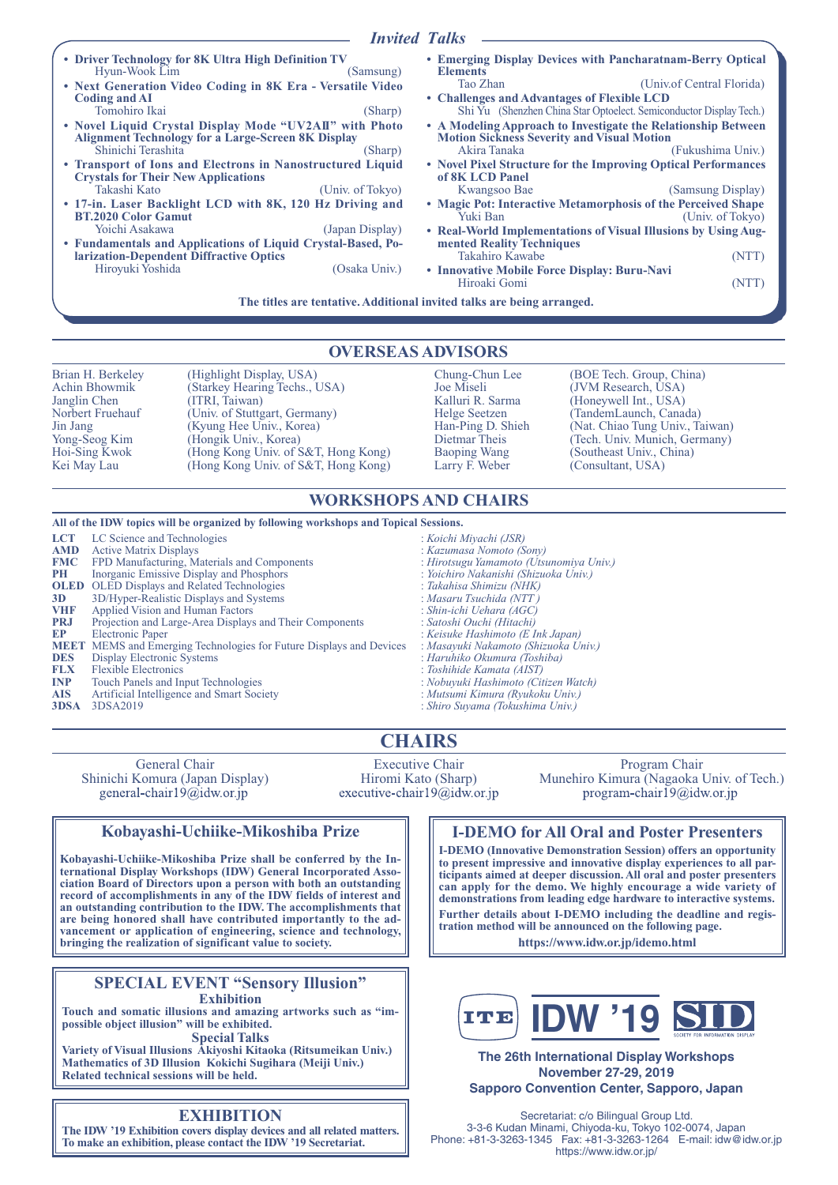## *Invited Talks*

- **Driver Technology for 8K Ultra High Definition TV**
  Hyun-Wook Lim (Samsung)
- **Next Generation Video Coding in 8K Era - Versatile Video Coding and AI**
  Tomohiro Ikai (Sharp)
- **Novel Liquid Crystal Display Mode "UV2AII" with Photo Alignment Technology for a Large-Screen 8K Display**
  Shinichi Terashita (Sharp)
- **Transport of Ions and Electrons in Nanostructured Liquid Crystals for Their New Applications**
  Takashi Kato (Univ. of Tokyo)
- **17-in. Laser Backlight LCD with 8K, 120 Hz Driving and BT.2020 Color Gamut**
  Yoichi Asakawa (Japan Display)
- **Fundamentals and Applications of Liquid Crystal-Based, Polarization-Dependent Diffractive Optics**
  Hiroyuki Yoshida (Osaka Univ.)
- **Emerging Display Devices with Pancharatnam-Berry Optical Elements**
  Tao Zhan (Univ.of Central Florida)
- **Challenges and Advantages of Flexible LCD**
  Shi Yu (Shenzhen China Star Optoelect. Semiconductor Display Tech.)
- **A Modeling Approach to Investigate the Relationship Between Motion Sickness Severity and Visual Motion**
  Akira Tanaka (Fukushima Univ.)
- **Novel Pixel Structure for the Improving Optical Performances of 8K LCD Panel**
  Kwangsoo Bae (Samsung Display)
- **Magic Pot: Interactive Metamorphosis of the Perceived Shape**
  Yuki Ban (Univ. of Tokyo)
- **Real-World Implementations of Visual Illusions by Using Augmented Reality Techniques**
  Takahiro Kawabe (NTT)
- **Innovative Mobile Force Display: Buru-Navi**
  Hiroaki Gomi (NTT)

**The titles are tentative. Additional invited talks are being arranged.**

## OVERSEAS ADVISORS

| | |
|---|---|
| Brian H. Berkeley | (Highlight Display, USA) |
| Achin Bhowmik | (Starkey Hearing Techs., USA) |
| Janglin Chen | (ITRI, Taiwan) |
| Norbert Fruehauf | (Univ. of Stuttgart, Germany) |
| Jin Jang | (Kyung Hee Univ., Korea) |
| Yong-Seog Kim | (Hongik Univ., Korea) |
| Hoi-Sing Kwok | (Hong Kong Univ. of S&T, Hong Kong) |
| Kei May Lau | (Hong Kong Univ. of S&T, Hong Kong) |
| Chung-Chun Lee | (BOE Tech. Group, China) |
| Joe Miseli | (JVM Research, USA) |
| Kalluri R. Sarma | (Honeywell Int., USA) |
| Helge Seetzen | (TandemLaunch, Canada) |
| Han-Ping D. Shieh | (Nat. Chiao Tung Univ., Taiwan) |
| Dietmar Theis | (Tech. Univ. Munich, Germany) |
| Baoping Wang | (Southeast Univ., China) |
| Larry F. Weber | (Consultant, USA) |

## WORKSHOPS AND CHAIRS

**All of the IDW topics will be organized by following workshops and Topical Sessions.**

| | | |
|---|---|---|
| **LCT** | LC Science and Technologies | : *Koichi Miyachi (JSR)* |
| **AMD** | Active Matrix Displays | : *Kazumasa Nomoto (Sony)* |
| **FMC** | FPD Manufacturing, Materials and Components | : *Hirotsugu Yamamoto (Utsunomiya Univ.)* |
| **PH** | Inorganic Emissive Display and Phosphors | : *Yoichiro Nakanishi (Shizuoka Univ.)* |
| **OLED** | OLED Displays and Related Technologies | : *Takahisa Shimizu (NHK)* |
| **3D** | 3D/Hyper-Realistic Displays and Systems | : *Masaru Tsuchida (NTT )* |
| **VHF** | Applied Vision and Human Factors | : *Shin-ichi Uehara (AGC)* |
| **PRJ** | Projection and Large-Area Displays and Their Components | : *Satoshi Ouchi (Hitachi)* |
| **EP** | Electronic Paper | : *Keisuke Hashimoto (E Ink Japan)* |
| **MEET** | MEMS and Emerging Technologies for Future Displays and Devices | : *Masayuki Nakamoto (Shizuoka Univ.)* |
| **DES** | Display Electronic Systems | : *Haruhiko Okumura (Toshiba)* |
| **FLX** | Flexible Electronics | : *Toshihide Kamata (AIST)* |
| **INP** | Touch Panels and Input Technologies | : *Nobuyuki Hashimoto (Citizen Watch)* |
| **AIS** | Artificial Intelligence and Smart Society | : *Mutsumi Kimura (Ryukoku Univ.)* |
| **3DSA** | 3DSA2019 | : *Shiro Suyama (Tokushima Univ.)* |

## CHAIRS

General Chair
Shinichi Komura (Japan Display)
general-chair19@idw.or.jp

Executive Chair
Hiromi Kato (Sharp)
executive-chair19@idw.or.jp

Program Chair
Munehiro Kimura (Nagaoka Univ. of Tech.)
program-chair19@idw.or.jp

## Kobayashi-Uchiike-Mikoshiba Prize

**Kobayashi-Uchiike-Mikoshiba Prize shall be conferred by the International Display Workshops (IDW) General Incorporated Association Board of Directors upon a person with both an outstanding record of accomplishments in any of the IDW fields of interest and an outstanding contribution to the IDW. The accomplishments that are being honored shall have contributed importantly to the advancement or application of engineering, science and technology, bringing the realization of significant value to society.**

## SPECIAL EVENT "Sensory Illusion"

**Exhibition**

**Touch and somatic illusions and amazing artworks such as "impossible object illusion" will be exhibited.**

**Special Talks**

**Variety of Visual Illusions Akiyoshi Kitaoka (Ritsumeikan Univ.)**
**Mathematics of 3D Illusion Kokichi Sugihara (Meiji Univ.)**
**Related technical sessions will be held.**

## EXHIBITION

**The IDW '19 Exhibition covers display devices and all related matters. To make an exhibition, please contact the IDW '19 Secretariat.**

## I-DEMO for All Oral and Poster Presenters

**I-DEMO (Innovative Demonstration Session) offers an opportunity to present impressive and innovative display experiences to all participants aimed at deeper discussion. All oral and poster presenters can apply for the demo. We highly encourage a wide variety of demonstrations from leading edge hardware to interactive systems.**

**Further details about I-DEMO including the deadline and registration method will be announced on the following page.**

**https://www.idw.or.jp/idemo.html**

ITE IDW '19 SID

**The 26th International Display Workshops**
**November 27-29, 2019**
**Sapporo Convention Center, Sapporo, Japan**

Secretariat: c/o Bilingual Group Ltd.
3-3-6 Kudan Minami, Chiyoda-ku, Tokyo 102-0074, Japan
Phone: +81-3-3263-1345 Fax: +81-3-3263-1264 E-mail: idw@idw.or.jp
https://www.idw.or.jp/